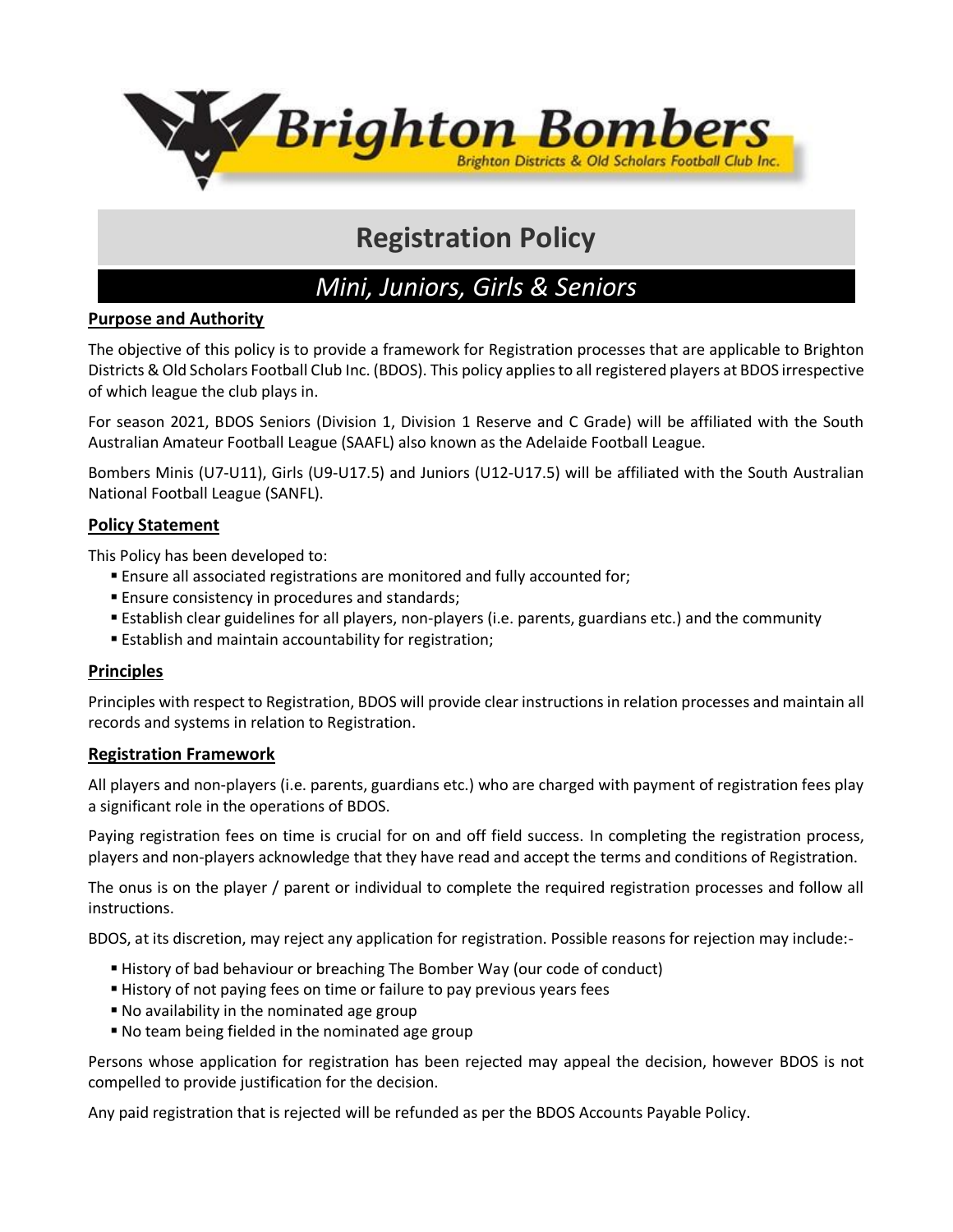Brighton Bombers

Brighton Districts & Old Scholars Football Club Inc.

# Registration Policy

## *Mini, Juniors, Girls & Seniors*

### Purpose and Authority

The objective of this policy is to provide a framework for Registration processes that are applicable to Brighton Districts & Old Scholars Football Club Inc. (BDOS). This policy applies to all registered players at BDOS irrespective of which league the club plays in.

For season 2021, BDOS Seniors (Division 1, Division 1 Reserve and C Grade) will be affiliated with the South Australian Amateur Football League (SAAFL) also known as the Adelaide Football League.

Bombers Minis (U7-U11), Girls (U9-U17.5) and Juniors (U12-U17.5) will be affiliated with the South Australian National Football League (SANFL).

### Policy Statement

This Policy has been developed to:

- Ensure all associated registrations are monitored and fully accounted for;
- Ensure consistency in procedures and standards;
- Establish clear guidelines for all players, non-players (i.e. parents, guardians etc.) and the community
- Establish and maintain accountability for registration;

### Principles

Principles with respect to Registration, BDOS will provide clear instructions in relation processes and maintain all records and systems in relation to Registration.

### Registration Framework

All players and non-players (i.e. parents, guardians etc.) who are charged with payment of registration fees play a significant role in the operations of BDOS.

Paying registration fees on time is crucial for on and off field success. In completing the registration process, players and non-players acknowledge that they have read and accept the terms and conditions of Registration.

The onus is on the player / parent or individual to complete the required registration processes and follow all instructions.

BDOS, at its discretion, may reject any application for registration. Possible reasons for rejection may include:-

- History of bad behaviour or breaching The Bomber Way (our code of conduct)
- History of not paying fees on time or failure to pay previous years fees
- No availability in the nominated age group
- No team being fielded in the nominated age group

Persons whose application for registration has been rejected may appeal the decision, however BDOS is not compelled to provide justification for the decision.

Any paid registration that is rejected will be refunded as per the BDOS Accounts Payable Policy.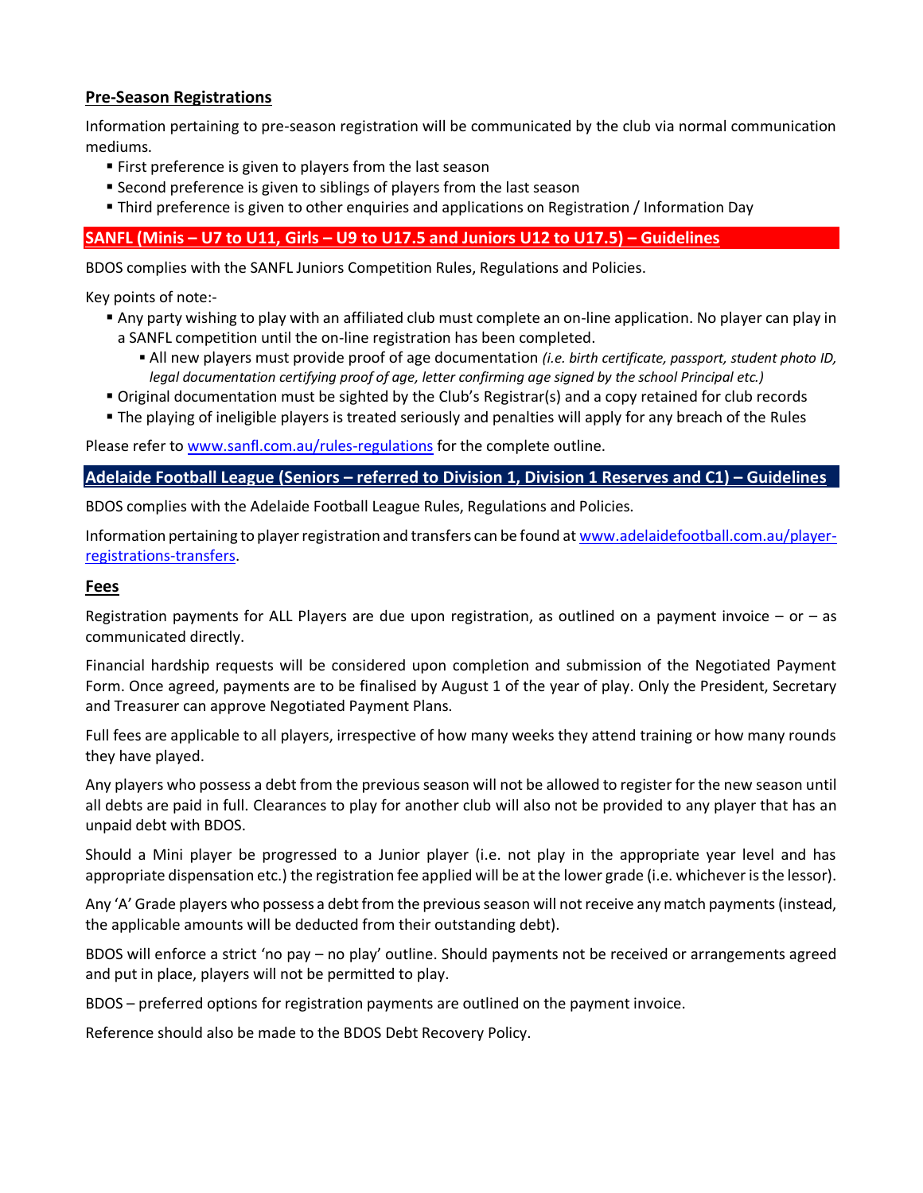## Pre-Season Registrations

Information pertaining to pre-season registration will be communicated by the club via normal communication mediums.

- First preference is given to players from the last season
- Second preference is given to siblings of players from the last season
- Third preference is given to other enquiries and applications on Registration / Information Day

## SANFL (Minis – U7 to U11, Girls – U9 to U17.5 and Juniors U12 to U17.5) – Guidelines

BDOS complies with the SANFL Juniors Competition Rules, Regulations and Policies.

Key points of note:-

- Any party wishing to play with an affiliated club must complete an on-line application. No player can play in a SANFL competition until the on-line registration has been completed.
  - All new players must provide proof of age documentation *(i.e. birth certificate, passport, student photo ID, legal documentation certifying proof of age, letter confirming age signed by the school Principal etc.)*
- Original documentation must be sighted by the Club's Registrar(s) and a copy retained for club records
- The playing of ineligible players is treated seriously and penalties will apply for any breach of the Rules

Please refer to www.sanfl.com.au/rules-regulations for the complete outline.

## Adelaide Football League (Seniors – referred to Division 1, Division 1 Reserves and C1) – Guidelines

BDOS complies with the Adelaide Football League Rules, Regulations and Policies.

Information pertaining to player registration and transfers can be found at www.adelaidefootball.com.au/player-registrations-transfers.

## Fees

Registration payments for ALL Players are due upon registration, as outlined on a payment invoice – or – as communicated directly.

Financial hardship requests will be considered upon completion and submission of the Negotiated Payment Form. Once agreed, payments are to be finalised by August 1 of the year of play. Only the President, Secretary and Treasurer can approve Negotiated Payment Plans.

Full fees are applicable to all players, irrespective of how many weeks they attend training or how many rounds they have played.

Any players who possess a debt from the previous season will not be allowed to register for the new season until all debts are paid in full. Clearances to play for another club will also not be provided to any player that has an unpaid debt with BDOS.

Should a Mini player be progressed to a Junior player (i.e. not play in the appropriate year level and has appropriate dispensation etc.) the registration fee applied will be at the lower grade (i.e. whichever is the lessor).

Any 'A' Grade players who possess a debt from the previous season will not receive any match payments (instead, the applicable amounts will be deducted from their outstanding debt).

BDOS will enforce a strict 'no pay – no play' outline. Should payments not be received or arrangements agreed and put in place, players will not be permitted to play.

BDOS – preferred options for registration payments are outlined on the payment invoice.

Reference should also be made to the BDOS Debt Recovery Policy.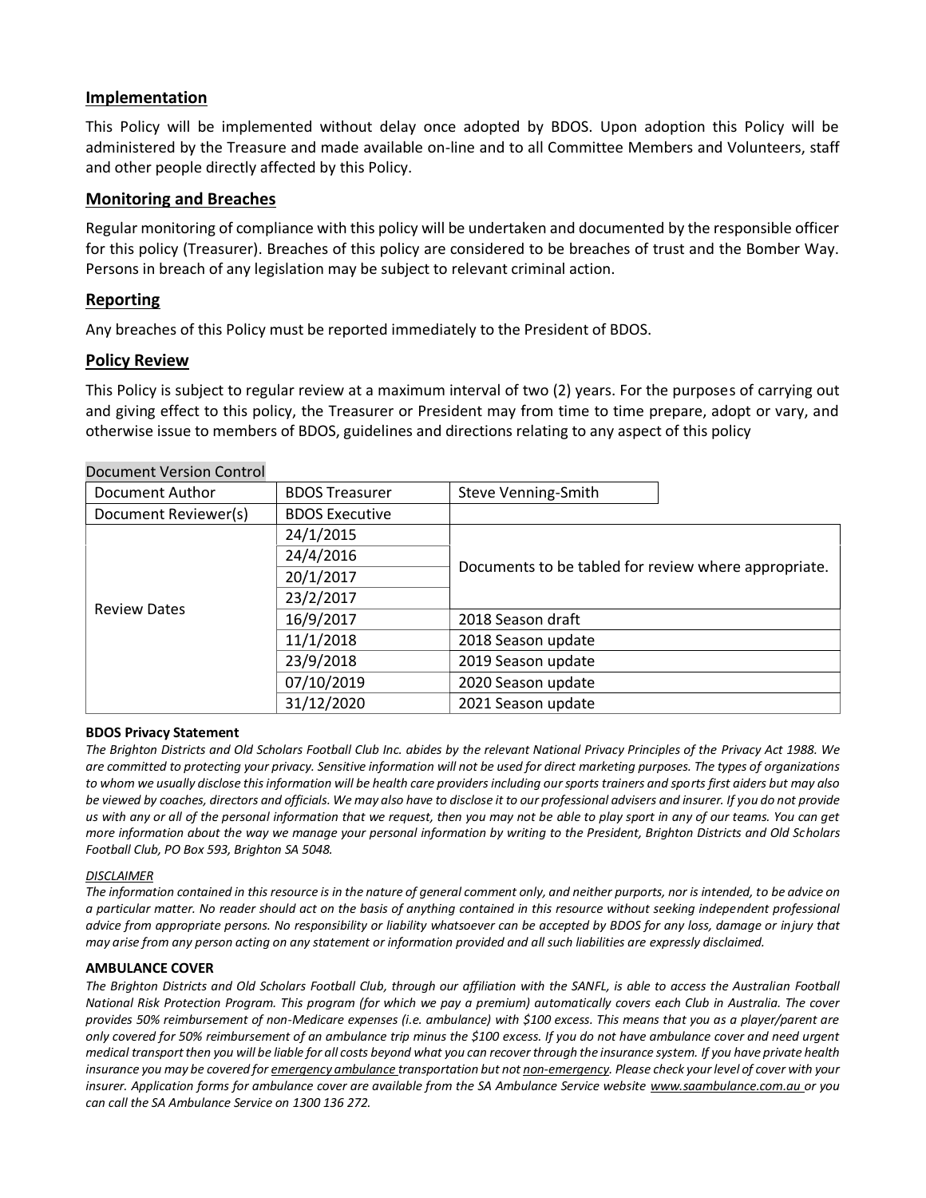## Implementation

This Policy will be implemented without delay once adopted by BDOS. Upon adoption this Policy will be administered by the Treasure and made available on-line and to all Committee Members and Volunteers, staff and other people directly affected by this Policy.

## Monitoring and Breaches

Regular monitoring of compliance with this policy will be undertaken and documented by the responsible officer for this policy (Treasurer). Breaches of this policy are considered to be breaches of trust and the Bomber Way. Persons in breach of any legislation may be subject to relevant criminal action.

## Reporting

Any breaches of this Policy must be reported immediately to the President of BDOS.

## Policy Review

This Policy is subject to regular review at a maximum interval of two (2) years. For the purposes of carrying out and giving effect to this policy, the Treasurer or President may from time to time prepare, adopt or vary, and otherwise issue to members of BDOS, guidelines and directions relating to any aspect of this policy

Document Version Control

| | | |
|---|---|---|
| Document Author | BDOS Treasurer | Steve Venning-Smith |
| Document Reviewer(s) | BDOS Executive | |
| Review Dates | 24/1/2015 | Documents to be tabled for review where appropriate. |
| | 24/4/2016 | |
| | 20/1/2017 | |
| | 23/2/2017 | |
| | 16/9/2017 | 2018 Season draft |
| | 11/1/2018 | 2018 Season update |
| | 23/9/2018 | 2019 Season update |
| | 07/10/2019 | 2020 Season update |
| | 31/12/2020 | 2021 Season update |

**BDOS Privacy Statement**

*The Brighton Districts and Old Scholars Football Club Inc. abides by the relevant National Privacy Principles of the Privacy Act 1988. We are committed to protecting your privacy. Sensitive information will not be used for direct marketing purposes. The types of organizations to whom we usually disclose this information will be health care providers including our sports trainers and sports first aiders but may also be viewed by coaches, directors and officials. We may also have to disclose it to our professional advisers and insurer. If you do not provide us with any or all of the personal information that we request, then you may not be able to play sport in any of our teams. You can get more information about the way we manage your personal information by writing to the President, Brighton Districts and Old Scholars Football Club, PO Box 593, Brighton SA 5048.*

*DISCLAIMER*

*The information contained in this resource is in the nature of general comment only, and neither purports, nor is intended, to be advice on a particular matter. No reader should act on the basis of anything contained in this resource without seeking independent professional advice from appropriate persons. No responsibility or liability whatsoever can be accepted by BDOS for any loss, damage or injury that may arise from any person acting on any statement or information provided and all such liabilities are expressly disclaimed.*

**AMBULANCE COVER**

*The Brighton Districts and Old Scholars Football Club, through our affiliation with the SANFL, is able to access the Australian Football National Risk Protection Program. This program (for which we pay a premium) automatically covers each Club in Australia. The cover provides 50% reimbursement of non-Medicare expenses (i.e. ambulance) with $100 excess. This means that you as a player/parent are only covered for 50% reimbursement of an ambulance trip minus the $100 excess. If you do not have ambulance cover and need urgent medical transport then you will be liable for all costs beyond what you can recover through the insurance system. If you have private health insurance you may be covered for emergency ambulance transportation but not non-emergency. Please check your level of cover with your insurer. Application forms for ambulance cover are available from the SA Ambulance Service website www.saambulance.com.au or you can call the SA Ambulance Service on 1300 136 272.*